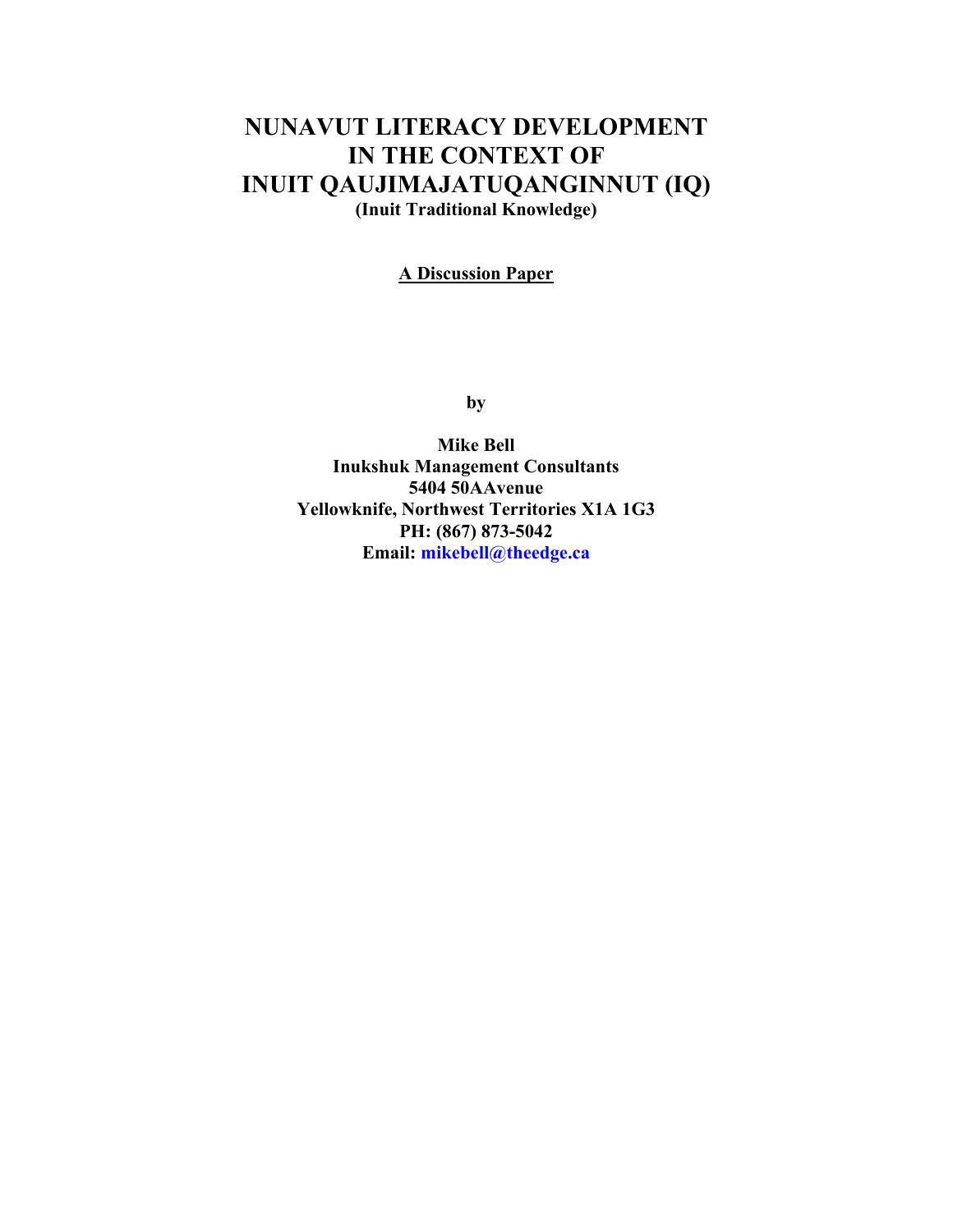# NUNAVUT LITERACY DEVELOPMENT IN THE CONTEXT OF INUIT QAUJIMAJATUQANGINNUT (IQ)

**(Inuit Traditional Knowledge)**

**A Discussion Paper**

**by**

**Mike Bell**
**Inukshuk Management Consultants**
**5404 50AAvenue**
**Yellowknife, Northwest Territories X1A 1G3**
**PH: (867) 873-5042**
**Email: mikebell@theedge.ca**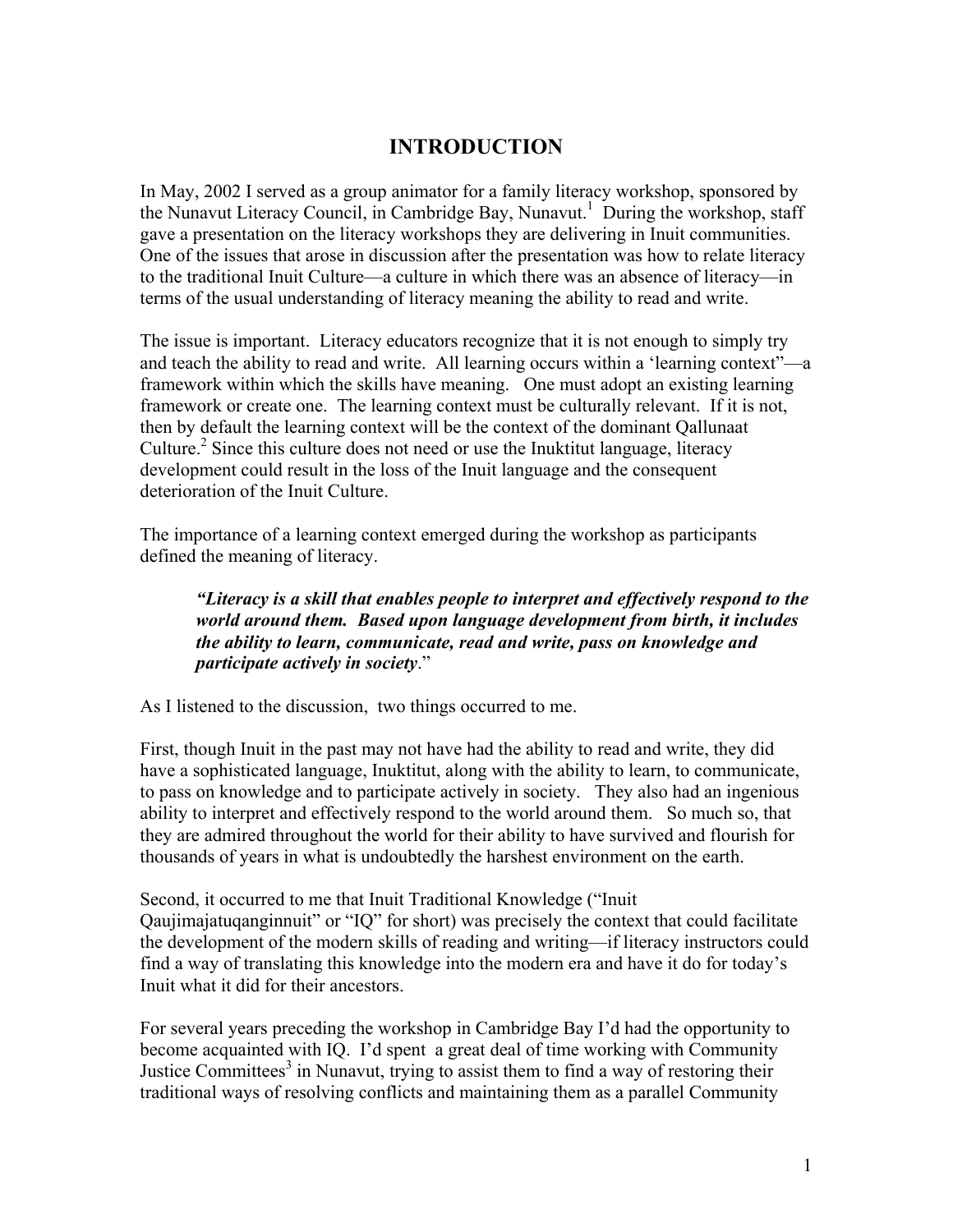# INTRODUCTION

In May, 2002 I served as a group animator for a family literacy workshop, sponsored by the Nunavut Literacy Council, in Cambridge Bay, Nunavut.[1] During the workshop, staff gave a presentation on the literacy workshops they are delivering in Inuit communities. One of the issues that arose in discussion after the presentation was how to relate literacy to the traditional Inuit Culture—a culture in which there was an absence of literacy—in terms of the usual understanding of literacy meaning the ability to read and write.

The issue is important. Literacy educators recognize that it is not enough to simply try and teach the ability to read and write. All learning occurs within a 'learning context"—a framework within which the skills have meaning. One must adopt an existing learning framework or create one. The learning context must be culturally relevant. If it is not, then by default the learning context will be the context of the dominant Qallunaat Culture.[2] Since this culture does not need or use the Inuktitut language, literacy development could result in the loss of the Inuit language and the consequent deterioration of the Inuit Culture.

The importance of a learning context emerged during the workshop as participants defined the meaning of literacy.

> ***"Literacy is a skill that enables people to interpret and effectively respond to the world around them. Based upon language development from birth, it includes the ability to learn, communicate, read and write, pass on knowledge and participate actively in society.***"

As I listened to the discussion, two things occurred to me.

First, though Inuit in the past may not have had the ability to read and write, they did have a sophisticated language, Inuktitut, along with the ability to learn, to communicate, to pass on knowledge and to participate actively in society. They also had an ingenious ability to interpret and effectively respond to the world around them. So much so, that they are admired throughout the world for their ability to have survived and flourish for thousands of years in what is undoubtedly the harshest environment on the earth.

Second, it occurred to me that Inuit Traditional Knowledge ("Inuit Qaujimajatuqanginnuit" or "IQ" for short) was precisely the context that could facilitate the development of the modern skills of reading and writing—if literacy instructors could find a way of translating this knowledge into the modern era and have it do for today's Inuit what it did for their ancestors.

For several years preceding the workshop in Cambridge Bay I'd had the opportunity to become acquainted with IQ. I'd spent a great deal of time working with Community Justice Committees[3] in Nunavut, trying to assist them to find a way of restoring their traditional ways of resolving conflicts and maintaining them as a parallel Community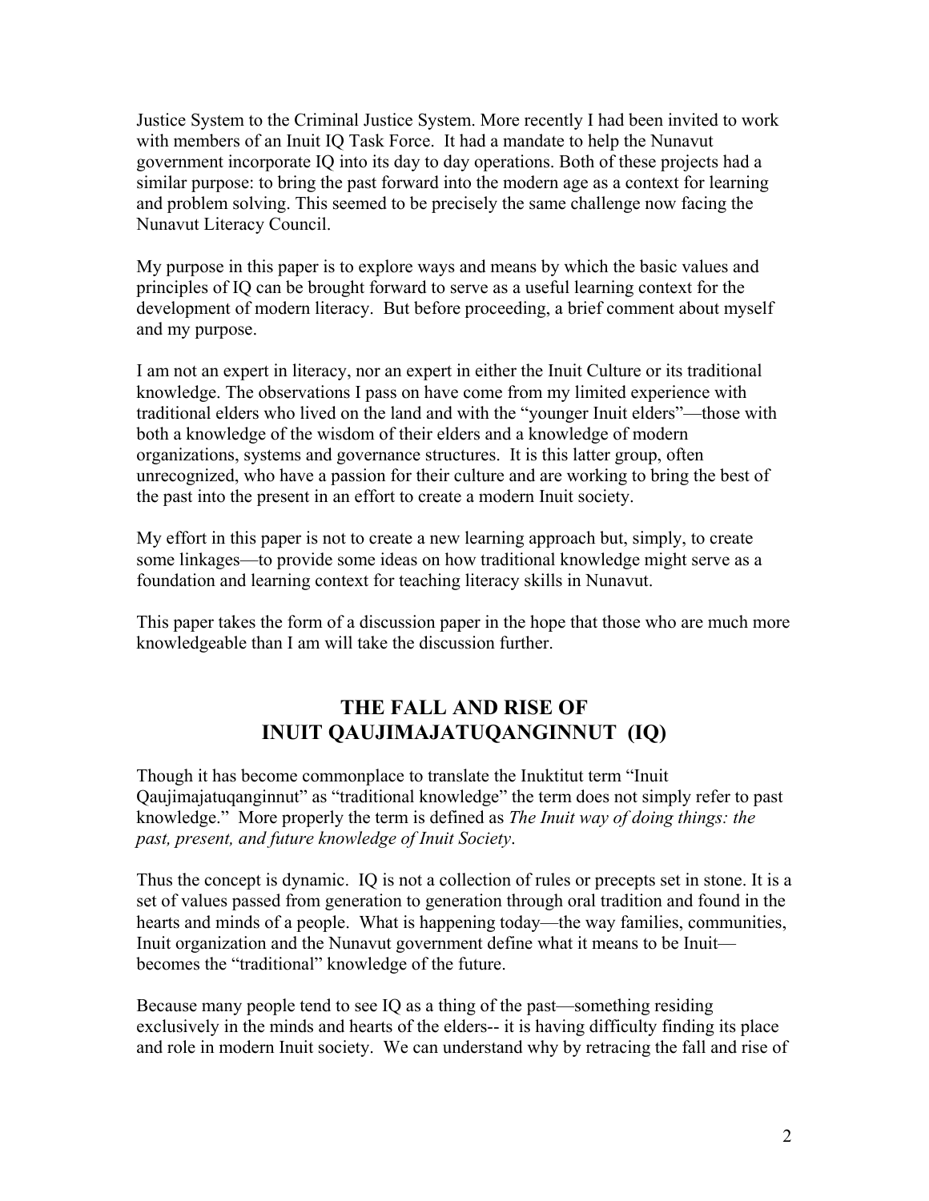Justice System to the Criminal Justice System. More recently I had been invited to work with members of an Inuit IQ Task Force. It had a mandate to help the Nunavut government incorporate IQ into its day to day operations. Both of these projects had a similar purpose: to bring the past forward into the modern age as a context for learning and problem solving. This seemed to be precisely the same challenge now facing the Nunavut Literacy Council.

My purpose in this paper is to explore ways and means by which the basic values and principles of IQ can be brought forward to serve as a useful learning context for the development of modern literacy. But before proceeding, a brief comment about myself and my purpose.

I am not an expert in literacy, nor an expert in either the Inuit Culture or its traditional knowledge. The observations I pass on have come from my limited experience with traditional elders who lived on the land and with the "younger Inuit elders"—those with both a knowledge of the wisdom of their elders and a knowledge of modern organizations, systems and governance structures. It is this latter group, often unrecognized, who have a passion for their culture and are working to bring the best of the past into the present in an effort to create a modern Inuit society.

My effort in this paper is not to create a new learning approach but, simply, to create some linkages—to provide some ideas on how traditional knowledge might serve as a foundation and learning context for teaching literacy skills in Nunavut.

This paper takes the form of a discussion paper in the hope that those who are much more knowledgeable than I am will take the discussion further.

## THE FALL AND RISE OF INUIT QAUJIMAJATUQANGINNUT (IQ)

Though it has become commonplace to translate the Inuktitut term "Inuit Qaujimajatuqanginnut" as "traditional knowledge" the term does not simply refer to past knowledge." More properly the term is defined as *The Inuit way of doing things: the past, present, and future knowledge of Inuit Society*.

Thus the concept is dynamic. IQ is not a collection of rules or precepts set in stone. It is a set of values passed from generation to generation through oral tradition and found in the hearts and minds of a people. What is happening today—the way families, communities, Inuit organization and the Nunavut government define what it means to be Inuit—becomes the "traditional" knowledge of the future.

Because many people tend to see IQ as a thing of the past—something residing exclusively in the minds and hearts of the elders-- it is having difficulty finding its place and role in modern Inuit society. We can understand why by retracing the fall and rise of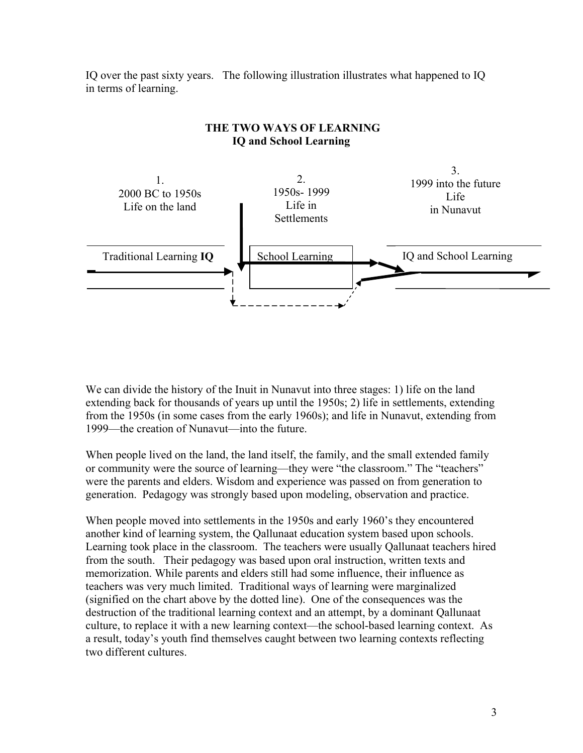IQ over the past sixty years. The following illustration illustrates what happened to IQ in terms of learning.

**THE TWO WAYS OF LEARNING**
**IQ and School Learning**

| 1. 2000 BC to 1950s Life on the land | 2. 1950s- 1999 Life in Settlements | 3. 1999 into the future Life in Nunavut |
|---|---|---|
| Traditional Learning **IQ** | School Learning | IQ and School Learning |

We can divide the history of the Inuit in Nunavut into three stages: 1) life on the land extending back for thousands of years up until the 1950s; 2) life in settlements, extending from the 1950s (in some cases from the early 1960s); and life in Nunavut, extending from 1999—the creation of Nunavut—into the future.

When people lived on the land, the land itself, the family, and the small extended family or community were the source of learning—they were "the classroom." The "teachers" were the parents and elders. Wisdom and experience was passed on from generation to generation. Pedagogy was strongly based upon modeling, observation and practice.

When people moved into settlements in the 1950s and early 1960's they encountered another kind of learning system, the Qallunaat education system based upon schools. Learning took place in the classroom. The teachers were usually Qallunaat teachers hired from the south. Their pedagogy was based upon oral instruction, written texts and memorization. While parents and elders still had some influence, their influence as teachers was very much limited. Traditional ways of learning were marginalized (signified on the chart above by the dotted line). One of the consequences was the destruction of the traditional learning context and an attempt, by a dominant Qallunaat culture, to replace it with a new learning context—the school-based learning context. As a result, today's youth find themselves caught between two learning contexts reflecting two different cultures.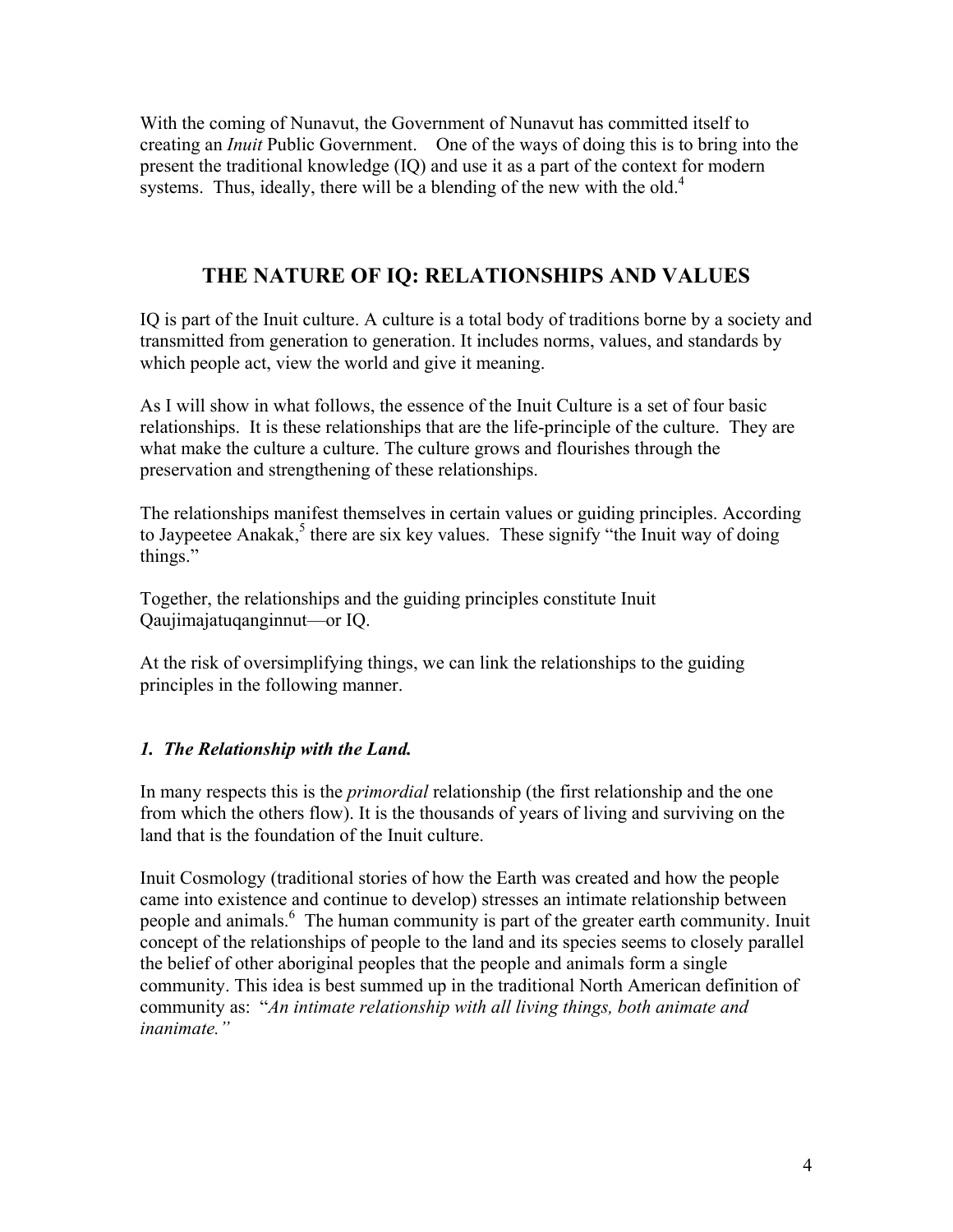With the coming of Nunavut, the Government of Nunavut has committed itself to creating an *Inuit* Public Government. One of the ways of doing this is to bring into the present the traditional knowledge (IQ) and use it as a part of the context for modern systems. Thus, ideally, there will be a blending of the new with the old.[4]

## THE NATURE OF IQ: RELATIONSHIPS AND VALUES

IQ is part of the Inuit culture. A culture is a total body of traditions borne by a society and transmitted from generation to generation. It includes norms, values, and standards by which people act, view the world and give it meaning.

As I will show in what follows, the essence of the Inuit Culture is a set of four basic relationships. It is these relationships that are the life-principle of the culture. They are what make the culture a culture. The culture grows and flourishes through the preservation and strengthening of these relationships.

The relationships manifest themselves in certain values or guiding principles. According to Jaypeetee Anakak,[5] there are six key values. These signify "the Inuit way of doing things."

Together, the relationships and the guiding principles constitute Inuit Qaujimajatuqanginnut—or IQ.

At the risk of oversimplifying things, we can link the relationships to the guiding principles in the following manner.

### *1. The Relationship with the Land.*

In many respects this is the *primordial* relationship (the first relationship and the one from which the others flow). It is the thousands of years of living and surviving on the land that is the foundation of the Inuit culture.

Inuit Cosmology (traditional stories of how the Earth was created and how the people came into existence and continue to develop) stresses an intimate relationship between people and animals.[6] The human community is part of the greater earth community. Inuit concept of the relationships of people to the land and its species seems to closely parallel the belief of other aboriginal peoples that the people and animals form a single community. This idea is best summed up in the traditional North American definition of community as: "*An intimate relationship with all living things, both animate and inanimate.*"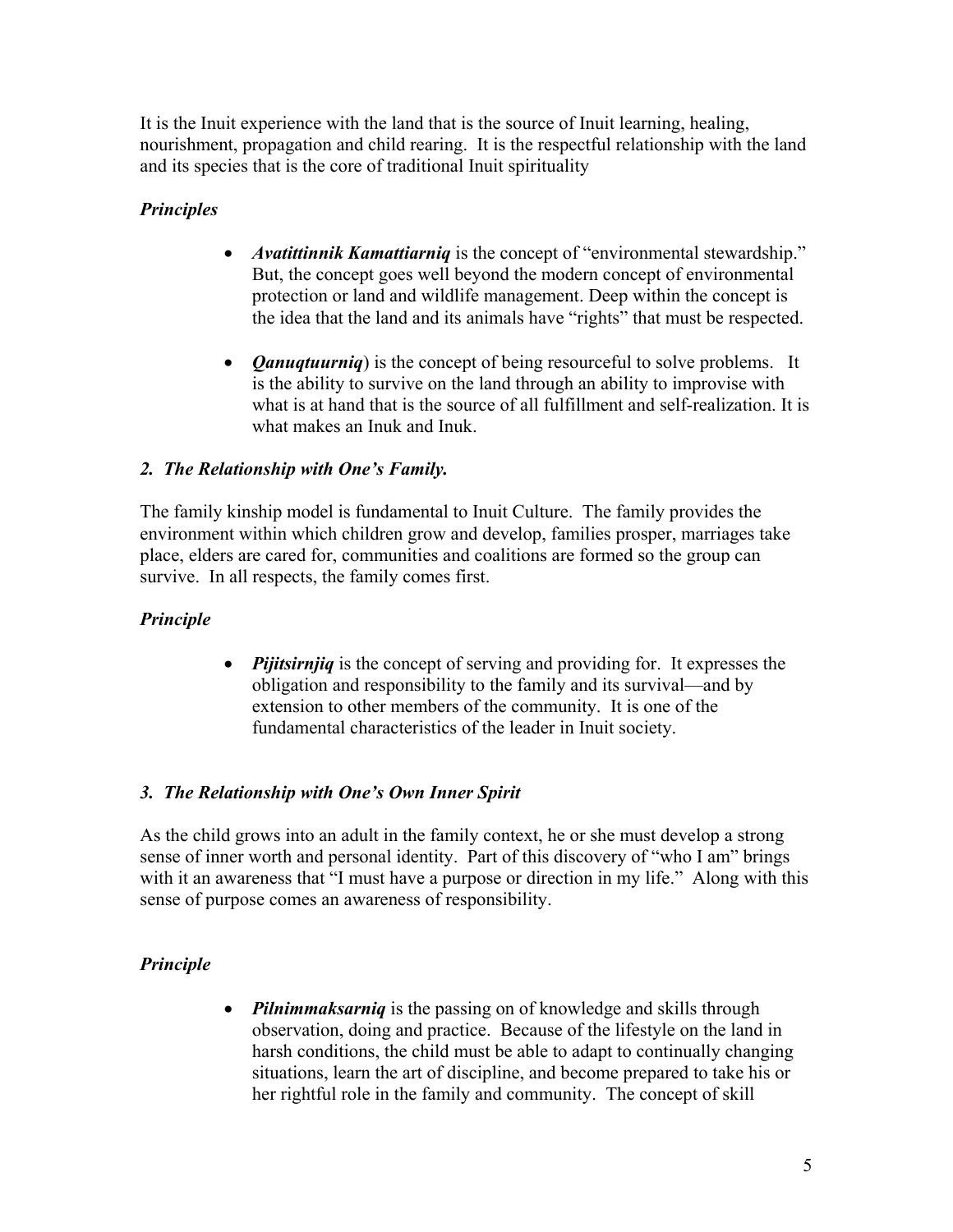It is the Inuit experience with the land that is the source of Inuit learning, healing, nourishment, propagation and child rearing. It is the respectful relationship with the land and its species that is the core of traditional Inuit spirituality

### *Principles*

- ***Avatittinnik Kamattiarniq*** is the concept of "environmental stewardship." But, the concept goes well beyond the modern concept of environmental protection or land and wildlife management. Deep within the concept is the idea that the land and its animals have "rights" that must be respected.

- ***Qanuqtuurniq***) is the concept of being resourceful to solve problems. It is the ability to survive on the land through an ability to improvise with what is at hand that is the source of all fulfillment and self-realization. It is what makes an Inuk and Inuk.

### *2. The Relationship with One's Family.*

The family kinship model is fundamental to Inuit Culture. The family provides the environment within which children grow and develop, families prosper, marriages take place, elders are cared for, communities and coalitions are formed so the group can survive. In all respects, the family comes first.

### *Principle*

- ***Pijitsirnjiq*** is the concept of serving and providing for. It expresses the obligation and responsibility to the family and its survival—and by extension to other members of the community. It is one of the fundamental characteristics of the leader in Inuit society.

### *3. The Relationship with One's Own Inner Spirit*

As the child grows into an adult in the family context, he or she must develop a strong sense of inner worth and personal identity. Part of this discovery of "who I am" brings with it an awareness that "I must have a purpose or direction in my life." Along with this sense of purpose comes an awareness of responsibility.

### *Principle*

- ***Pilnimmaksarniq*** is the passing on of knowledge and skills through observation, doing and practice. Because of the lifestyle on the land in harsh conditions, the child must be able to adapt to continually changing situations, learn the art of discipline, and become prepared to take his or her rightful role in the family and community. The concept of skill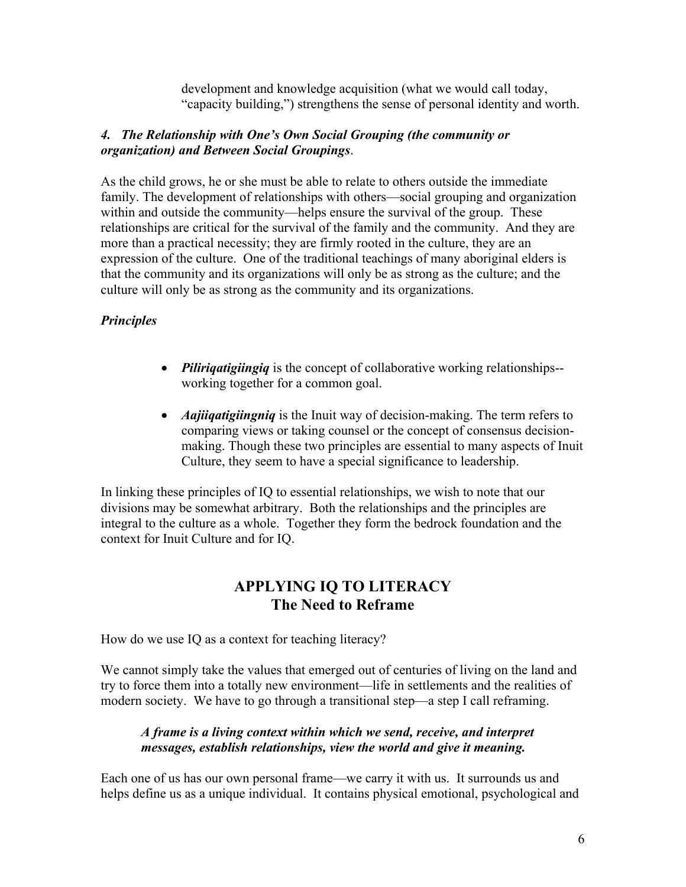development and knowledge acquisition (what we would call today, "capacity building,") strengthens the sense of personal identity and worth.

### *4. The Relationship with One's Own Social Grouping (the community or organization) and Between Social Groupings*.

As the child grows, he or she must be able to relate to others outside the immediate family. The development of relationships with others—social grouping and organization within and outside the community—helps ensure the survival of the group. These relationships are critical for the survival of the family and the community. And they are more than a practical necessity; they are firmly rooted in the culture, they are an expression of the culture. One of the traditional teachings of many aboriginal elders is that the community and its organizations will only be as strong as the culture; and the culture will only be as strong as the community and its organizations.

***Principles***

- ***Piliriqatigiingiq*** is the concept of collaborative working relationships--working together for a common goal.
- ***Aajiiqatigiingniq*** is the Inuit way of decision-making. The term refers to comparing views or taking counsel or the concept of consensus decision-making. Though these two principles are essential to many aspects of Inuit Culture, they seem to have a special significance to leadership.

In linking these principles of IQ to essential relationships, we wish to note that our divisions may be somewhat arbitrary. Both the relationships and the principles are integral to the culture as a whole. Together they form the bedrock foundation and the context for Inuit Culture and for IQ.

## APPLYING IQ TO LITERACY
## The Need to Reframe

How do we use IQ as a context for teaching literacy?

We cannot simply take the values that emerged out of centuries of living on the land and try to force them into a totally new environment—life in settlements and the realities of modern society. We have to go through a transitional step—a step I call reframing.

> ***A frame is a living context within which we send, receive, and interpret messages, establish relationships, view the world and give it meaning.***

Each one of us has our own personal frame—we carry it with us. It surrounds us and helps define us as a unique individual. It contains physical emotional, psychological and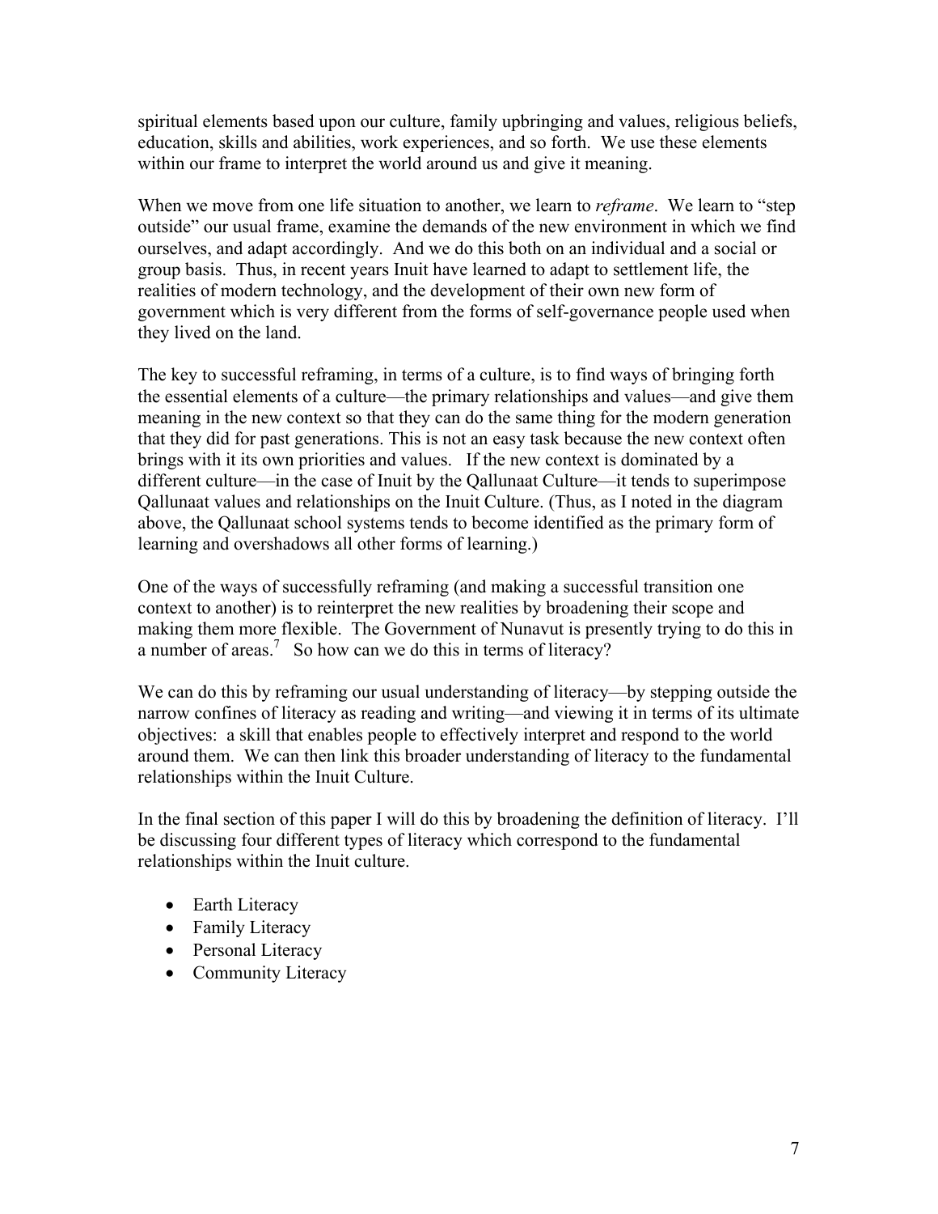spiritual elements based upon our culture, family upbringing and values, religious beliefs, education, skills and abilities, work experiences, and so forth. We use these elements within our frame to interpret the world around us and give it meaning.

When we move from one life situation to another, we learn to *reframe*. We learn to "step outside" our usual frame, examine the demands of the new environment in which we find ourselves, and adapt accordingly. And we do this both on an individual and a social or group basis. Thus, in recent years Inuit have learned to adapt to settlement life, the realities of modern technology, and the development of their own new form of government which is very different from the forms of self-governance people used when they lived on the land.

The key to successful reframing, in terms of a culture, is to find ways of bringing forth the essential elements of a culture—the primary relationships and values—and give them meaning in the new context so that they can do the same thing for the modern generation that they did for past generations. This is not an easy task because the new context often brings with it its own priorities and values. If the new context is dominated by a different culture—in the case of Inuit by the Qallunaat Culture—it tends to superimpose Qallunaat values and relationships on the Inuit Culture. (Thus, as I noted in the diagram above, the Qallunaat school systems tends to become identified as the primary form of learning and overshadows all other forms of learning.)

One of the ways of successfully reframing (and making a successful transition one context to another) is to reinterpret the new realities by broadening their scope and making them more flexible. The Government of Nunavut is presently trying to do this in a number of areas.[7] So how can we do this in terms of literacy?

We can do this by reframing our usual understanding of literacy—by stepping outside the narrow confines of literacy as reading and writing—and viewing it in terms of its ultimate objectives: a skill that enables people to effectively interpret and respond to the world around them. We can then link this broader understanding of literacy to the fundamental relationships within the Inuit Culture.

In the final section of this paper I will do this by broadening the definition of literacy. I'll be discussing four different types of literacy which correspond to the fundamental relationships within the Inuit culture.

- Earth Literacy
- Family Literacy
- Personal Literacy
- Community Literacy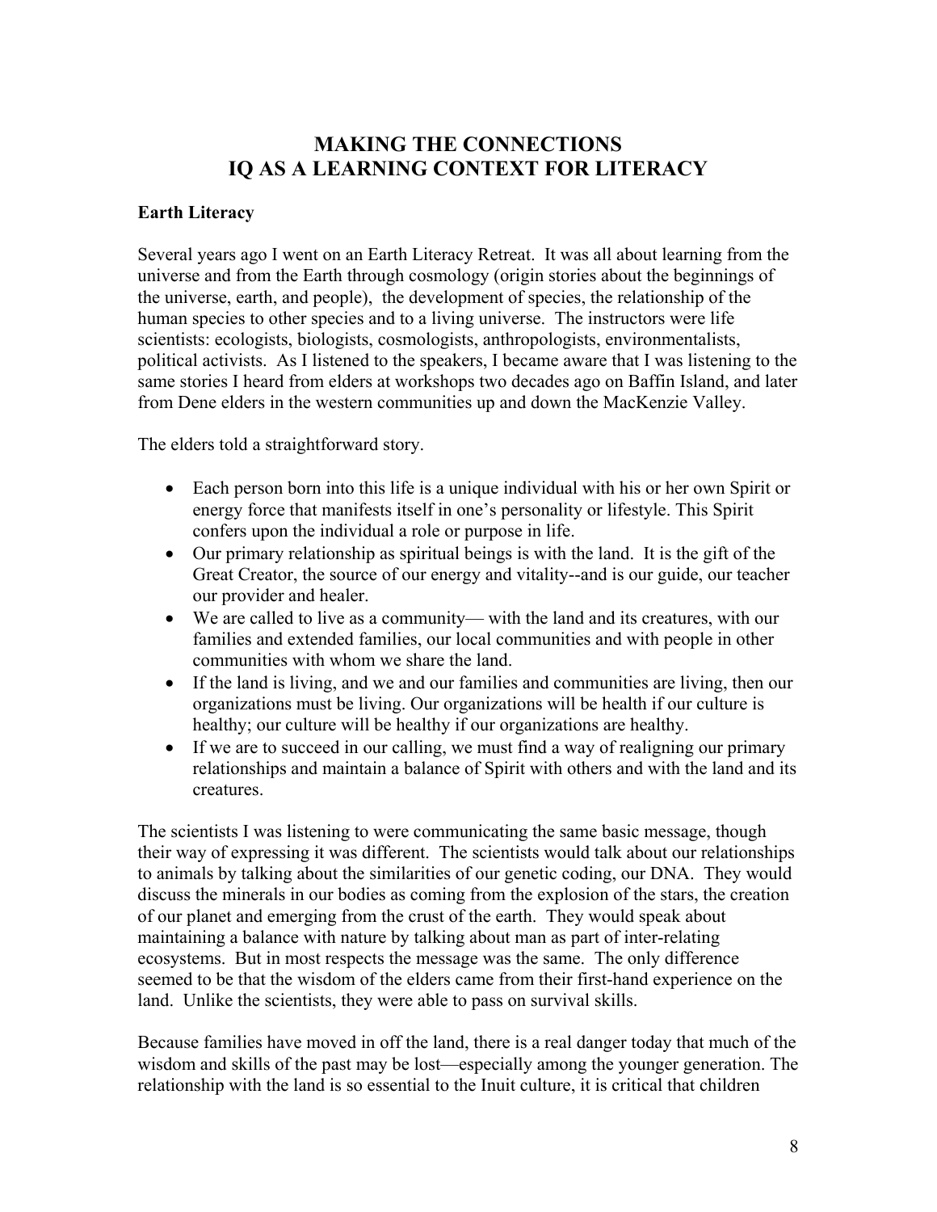# MAKING THE CONNECTIONS
# IQ AS A LEARNING CONTEXT FOR LITERACY

**Earth Literacy**

Several years ago I went on an Earth Literacy Retreat. It was all about learning from the universe and from the Earth through cosmology (origin stories about the beginnings of the universe, earth, and people), the development of species, the relationship of the human species to other species and to a living universe. The instructors were life scientists: ecologists, biologists, cosmologists, anthropologists, environmentalists, political activists. As I listened to the speakers, I became aware that I was listening to the same stories I heard from elders at workshops two decades ago on Baffin Island, and later from Dene elders in the western communities up and down the MacKenzie Valley.

The elders told a straightforward story.

- Each person born into this life is a unique individual with his or her own Spirit or energy force that manifests itself in one's personality or lifestyle. This Spirit confers upon the individual a role or purpose in life.
- Our primary relationship as spiritual beings is with the land. It is the gift of the Great Creator, the source of our energy and vitality--and is our guide, our teacher our provider and healer.
- We are called to live as a community— with the land and its creatures, with our families and extended families, our local communities and with people in other communities with whom we share the land.
- If the land is living, and we and our families and communities are living, then our organizations must be living. Our organizations will be health if our culture is healthy; our culture will be healthy if our organizations are healthy.
- If we are to succeed in our calling, we must find a way of realigning our primary relationships and maintain a balance of Spirit with others and with the land and its creatures.

The scientists I was listening to were communicating the same basic message, though their way of expressing it was different. The scientists would talk about our relationships to animals by talking about the similarities of our genetic coding, our DNA. They would discuss the minerals in our bodies as coming from the explosion of the stars, the creation of our planet and emerging from the crust of the earth. They would speak about maintaining a balance with nature by talking about man as part of inter-relating ecosystems. But in most respects the message was the same. The only difference seemed to be that the wisdom of the elders came from their first-hand experience on the land. Unlike the scientists, they were able to pass on survival skills.

Because families have moved in off the land, there is a real danger today that much of the wisdom and skills of the past may be lost—especially among the younger generation. The relationship with the land is so essential to the Inuit culture, it is critical that children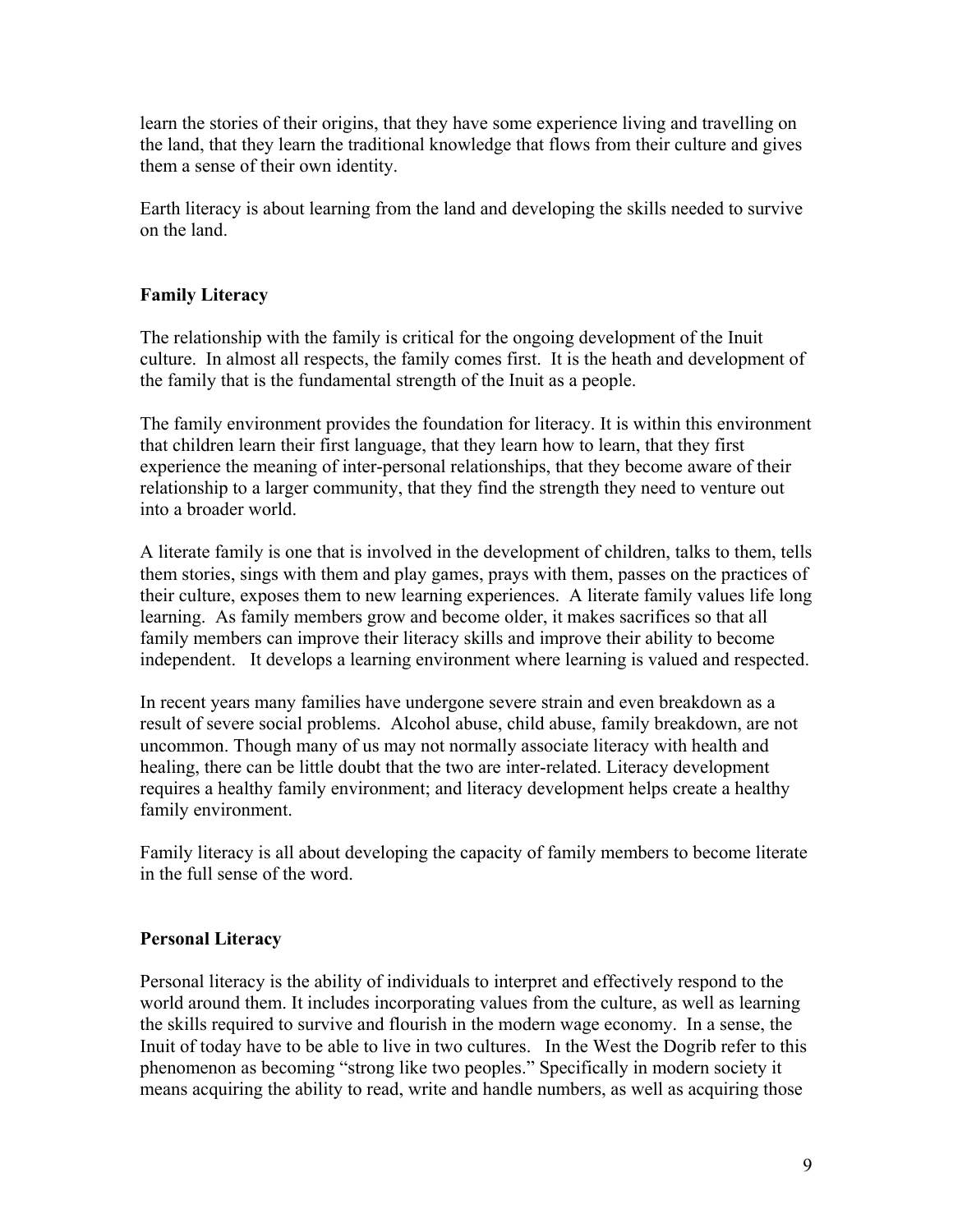learn the stories of their origins, that they have some experience living and travelling on the land, that they learn the traditional knowledge that flows from their culture and gives them a sense of their own identity.

Earth literacy is about learning from the land and developing the skills needed to survive on the land.

### Family Literacy

The relationship with the family is critical for the ongoing development of the Inuit culture. In almost all respects, the family comes first. It is the heath and development of the family that is the fundamental strength of the Inuit as a people.

The family environment provides the foundation for literacy. It is within this environment that children learn their first language, that they learn how to learn, that they first experience the meaning of inter-personal relationships, that they become aware of their relationship to a larger community, that they find the strength they need to venture out into a broader world.

A literate family is one that is involved in the development of children, talks to them, tells them stories, sings with them and play games, prays with them, passes on the practices of their culture, exposes them to new learning experiences. A literate family values life long learning. As family members grow and become older, it makes sacrifices so that all family members can improve their literacy skills and improve their ability to become independent. It develops a learning environment where learning is valued and respected.

In recent years many families have undergone severe strain and even breakdown as a result of severe social problems. Alcohol abuse, child abuse, family breakdown, are not uncommon. Though many of us may not normally associate literacy with health and healing, there can be little doubt that the two are inter-related. Literacy development requires a healthy family environment; and literacy development helps create a healthy family environment.

Family literacy is all about developing the capacity of family members to become literate in the full sense of the word.

### Personal Literacy

Personal literacy is the ability of individuals to interpret and effectively respond to the world around them. It includes incorporating values from the culture, as well as learning the skills required to survive and flourish in the modern wage economy. In a sense, the Inuit of today have to be able to live in two cultures. In the West the Dogrib refer to this phenomenon as becoming "strong like two peoples." Specifically in modern society it means acquiring the ability to read, write and handle numbers, as well as acquiring those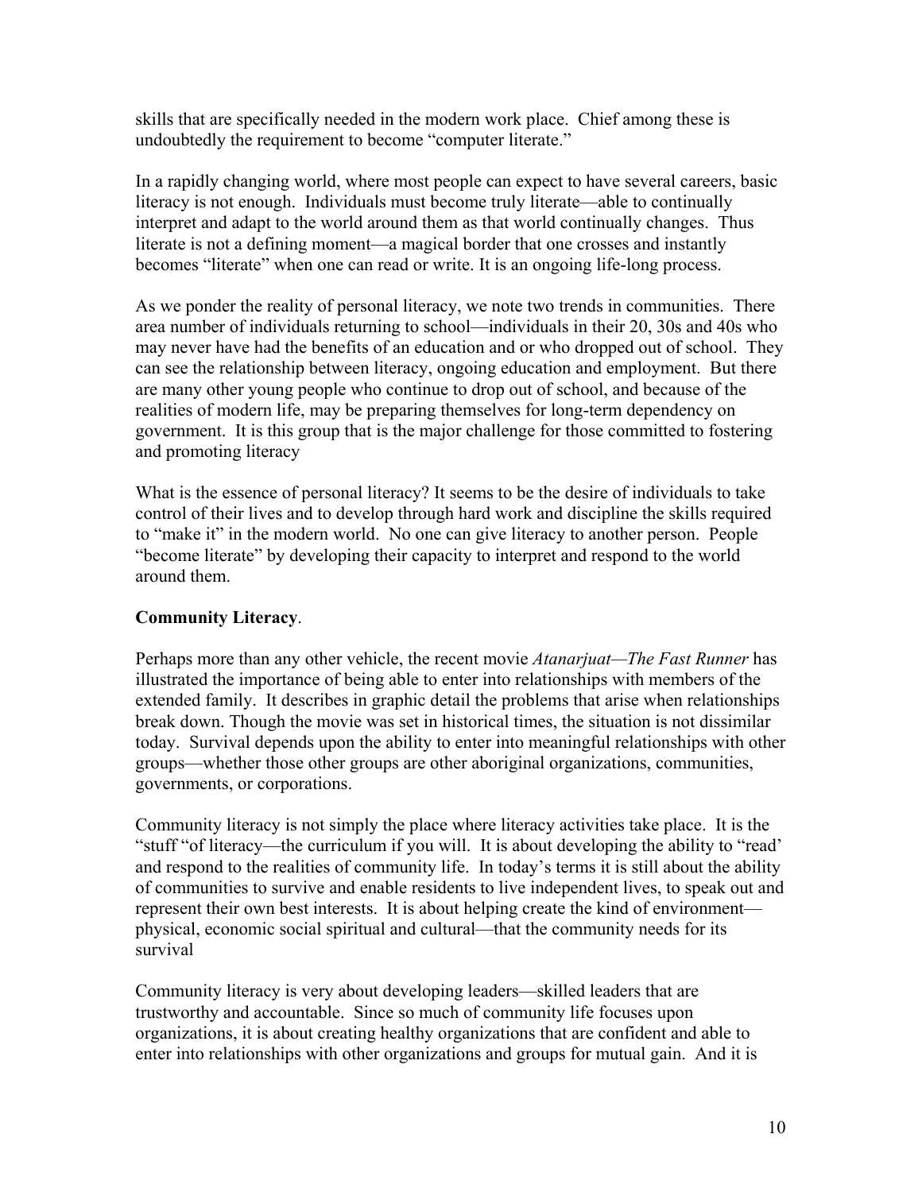skills that are specifically needed in the modern work place. Chief among these is undoubtedly the requirement to become "computer literate."

In a rapidly changing world, where most people can expect to have several careers, basic literacy is not enough. Individuals must become truly literate—able to continually interpret and adapt to the world around them as that world continually changes. Thus literate is not a defining moment—a magical border that one crosses and instantly becomes "literate" when one can read or write. It is an ongoing life-long process.

As we ponder the reality of personal literacy, we note two trends in communities. There area number of individuals returning to school—individuals in their 20, 30s and 40s who may never have had the benefits of an education and or who dropped out of school. They can see the relationship between literacy, ongoing education and employment. But there are many other young people who continue to drop out of school, and because of the realities of modern life, may be preparing themselves for long-term dependency on government. It is this group that is the major challenge for those committed to fostering and promoting literacy

What is the essence of personal literacy? It seems to be the desire of individuals to take control of their lives and to develop through hard work and discipline the skills required to "make it" in the modern world. No one can give literacy to another person. People "become literate" by developing their capacity to interpret and respond to the world around them.

**Community Literacy**.

Perhaps more than any other vehicle, the recent movie *Atanarjuat—The Fast Runner* has illustrated the importance of being able to enter into relationships with members of the extended family. It describes in graphic detail the problems that arise when relationships break down. Though the movie was set in historical times, the situation is not dissimilar today. Survival depends upon the ability to enter into meaningful relationships with other groups—whether those other groups are other aboriginal organizations, communities, governments, or corporations.

Community literacy is not simply the place where literacy activities take place. It is the "stuff "of literacy—the curriculum if you will. It is about developing the ability to "read' and respond to the realities of community life. In today's terms it is still about the ability of communities to survive and enable residents to live independent lives, to speak out and represent their own best interests. It is about helping create the kind of environment—physical, economic social spiritual and cultural—that the community needs for its survival

Community literacy is very about developing leaders—skilled leaders that are trustworthy and accountable. Since so much of community life focuses upon organizations, it is about creating healthy organizations that are confident and able to enter into relationships with other organizations and groups for mutual gain. And it is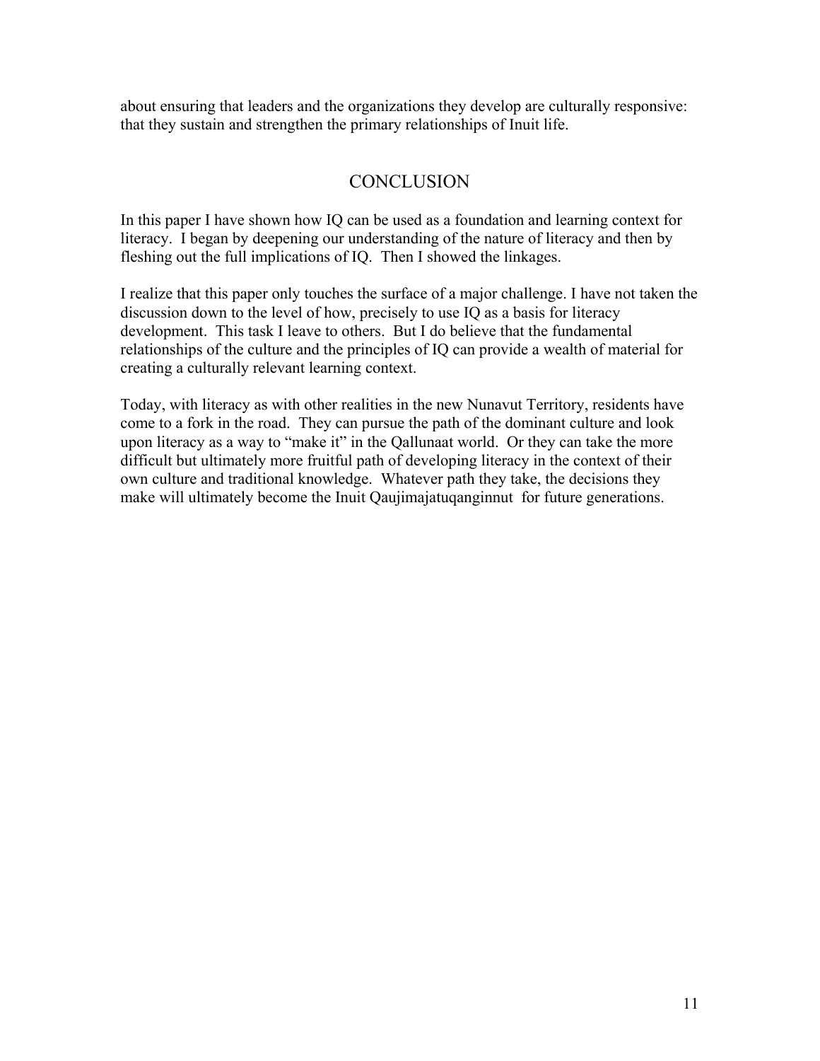about ensuring that leaders and the organizations they develop are culturally responsive: that they sustain and strengthen the primary relationships of Inuit life.

## CONCLUSION

In this paper I have shown how IQ can be used as a foundation and learning context for literacy. I began by deepening our understanding of the nature of literacy and then by fleshing out the full implications of IQ. Then I showed the linkages.

I realize that this paper only touches the surface of a major challenge. I have not taken the discussion down to the level of how, precisely to use IQ as a basis for literacy development. This task I leave to others. But I do believe that the fundamental relationships of the culture and the principles of IQ can provide a wealth of material for creating a culturally relevant learning context.

Today, with literacy as with other realities in the new Nunavut Territory, residents have come to a fork in the road. They can pursue the path of the dominant culture and look upon literacy as a way to "make it" in the Qallunaat world. Or they can take the more difficult but ultimately more fruitful path of developing literacy in the context of their own culture and traditional knowledge. Whatever path they take, the decisions they make will ultimately become the Inuit Qaujimajatuqanginnut for future generations.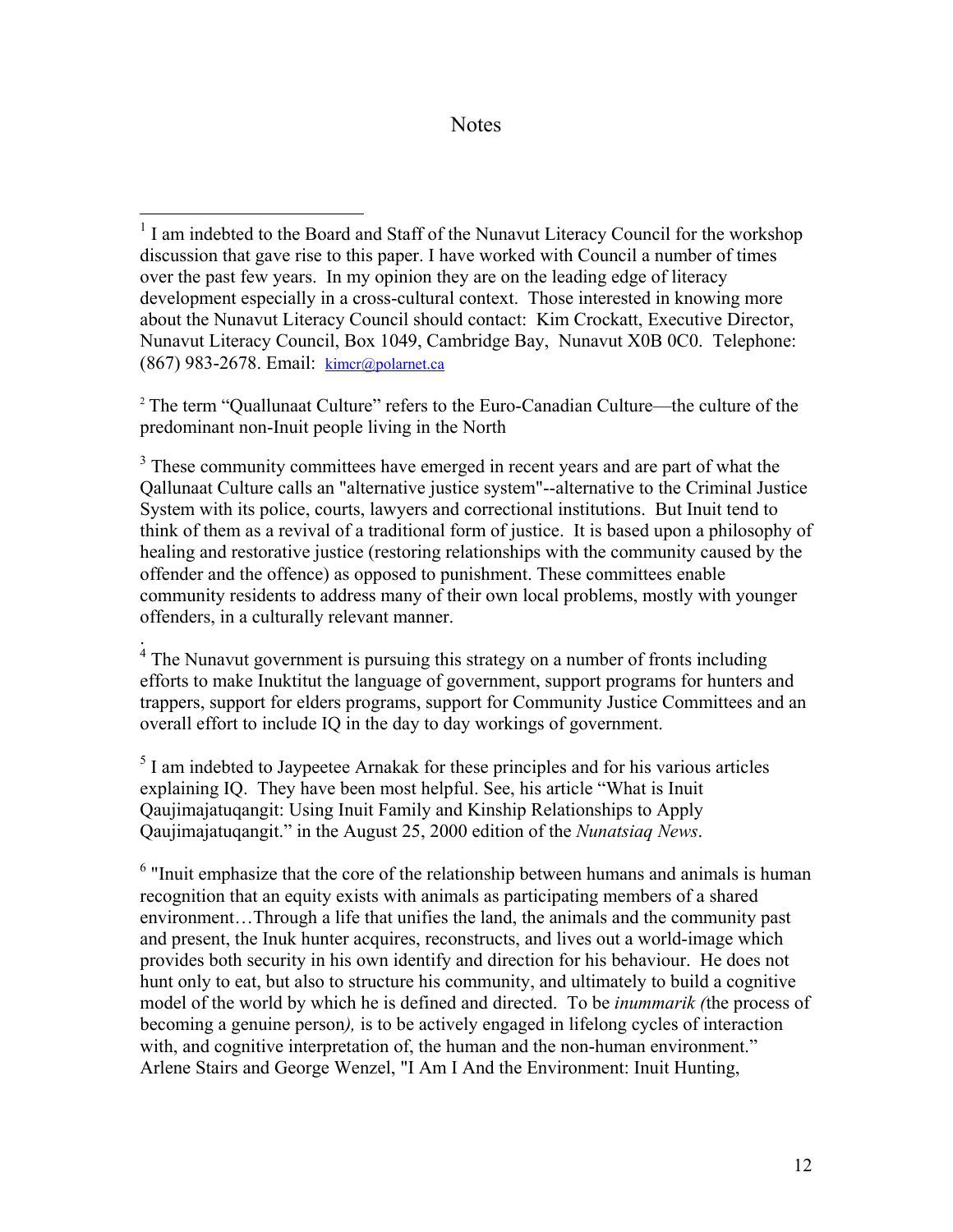# Notes

[1] I am indebted to the Board and Staff of the Nunavut Literacy Council for the workshop discussion that gave rise to this paper. I have worked with Council a number of times over the past few years. In my opinion they are on the leading edge of literacy development especially in a cross-cultural context. Those interested in knowing more about the Nunavut Literacy Council should contact: Kim Crockatt, Executive Director, Nunavut Literacy Council, Box 1049, Cambridge Bay, Nunavut X0B 0C0. Telephone: (867) 983-2678. Email: kimcr@polarnet.ca

[2] The term "Quallunaat Culture" refers to the Euro-Canadian Culture—the culture of the predominant non-Inuit people living in the North

[3] These community committees have emerged in recent years and are part of what the Qallunaat Culture calls an "alternative justice system"--alternative to the Criminal Justice System with its police, courts, lawyers and correctional institutions. But Inuit tend to think of them as a revival of a traditional form of justice. It is based upon a philosophy of healing and restorative justice (restoring relationships with the community caused by the offender and the offence) as opposed to punishment. These committees enable community residents to address many of their own local problems, mostly with younger offenders, in a culturally relevant manner.

.

[4] The Nunavut government is pursuing this strategy on a number of fronts including efforts to make Inuktitut the language of government, support programs for hunters and trappers, support for elders programs, support for Community Justice Committees and an overall effort to include IQ in the day to day workings of government.

[5] I am indebted to Jaypeetee Arnakak for these principles and for his various articles explaining IQ. They have been most helpful. See, his article "What is Inuit Qaujimajatuqangit: Using Inuit Family and Kinship Relationships to Apply Qaujimajatuqangit." in the August 25, 2000 edition of the *Nunatsiaq News*.

[6] "Inuit emphasize that the core of the relationship between humans and animals is human recognition that an equity exists with animals as participating members of a shared environment…Through a life that unifies the land, the animals and the community past and present, the Inuk hunter acquires, reconstructs, and lives out a world-image which provides both security in his own identify and direction for his behaviour. He does not hunt only to eat, but also to structure his community, and ultimately to build a cognitive model of the world by which he is defined and directed. To be *inummarik (*the process of becoming a genuine person*),* is to be actively engaged in lifelong cycles of interaction with, and cognitive interpretation of, the human and the non-human environment." Arlene Stairs and George Wenzel, "I Am I And the Environment: Inuit Hunting,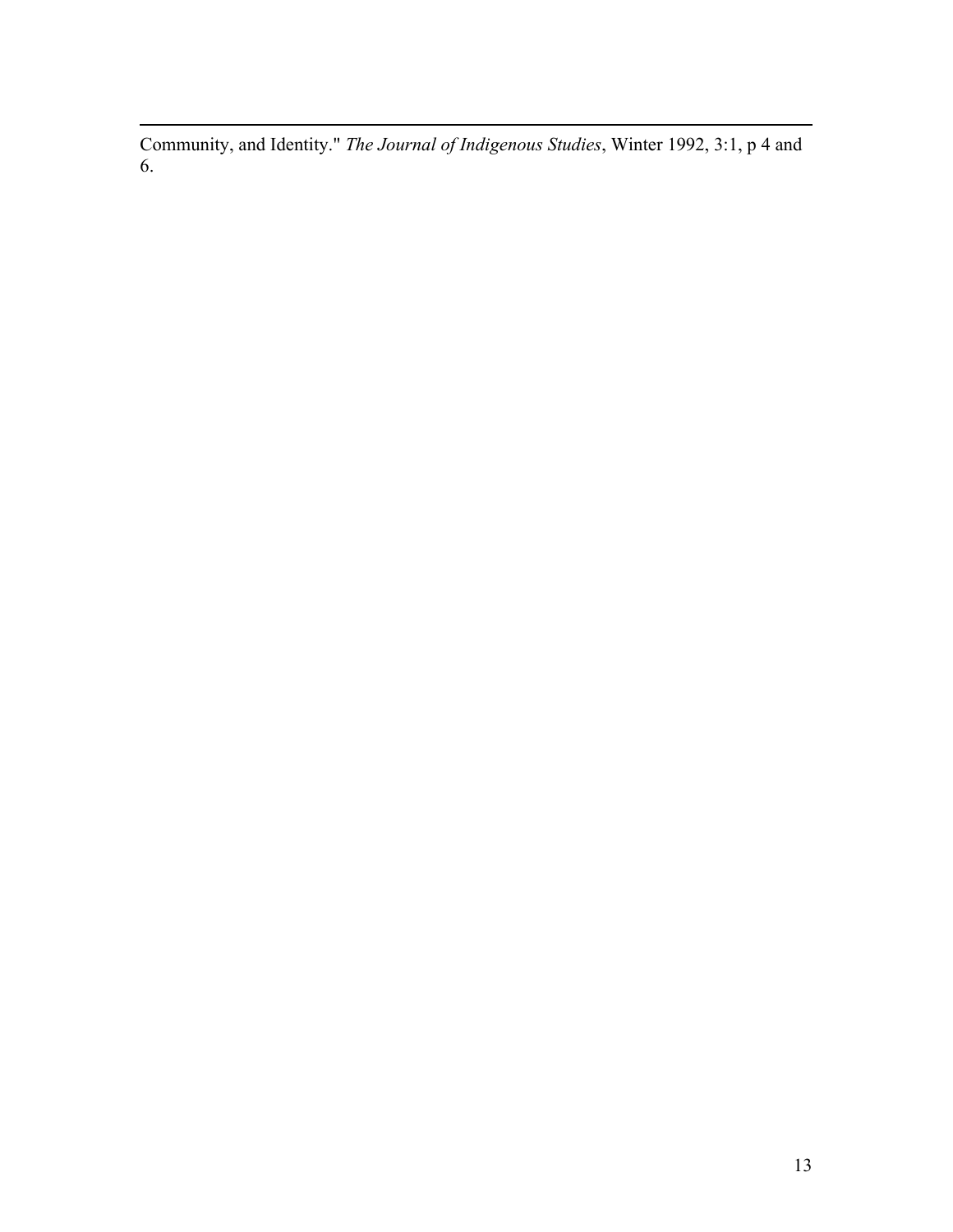Community, and Identity." *The Journal of Indigenous Studies*, Winter 1992, 3:1, p 4 and 6.